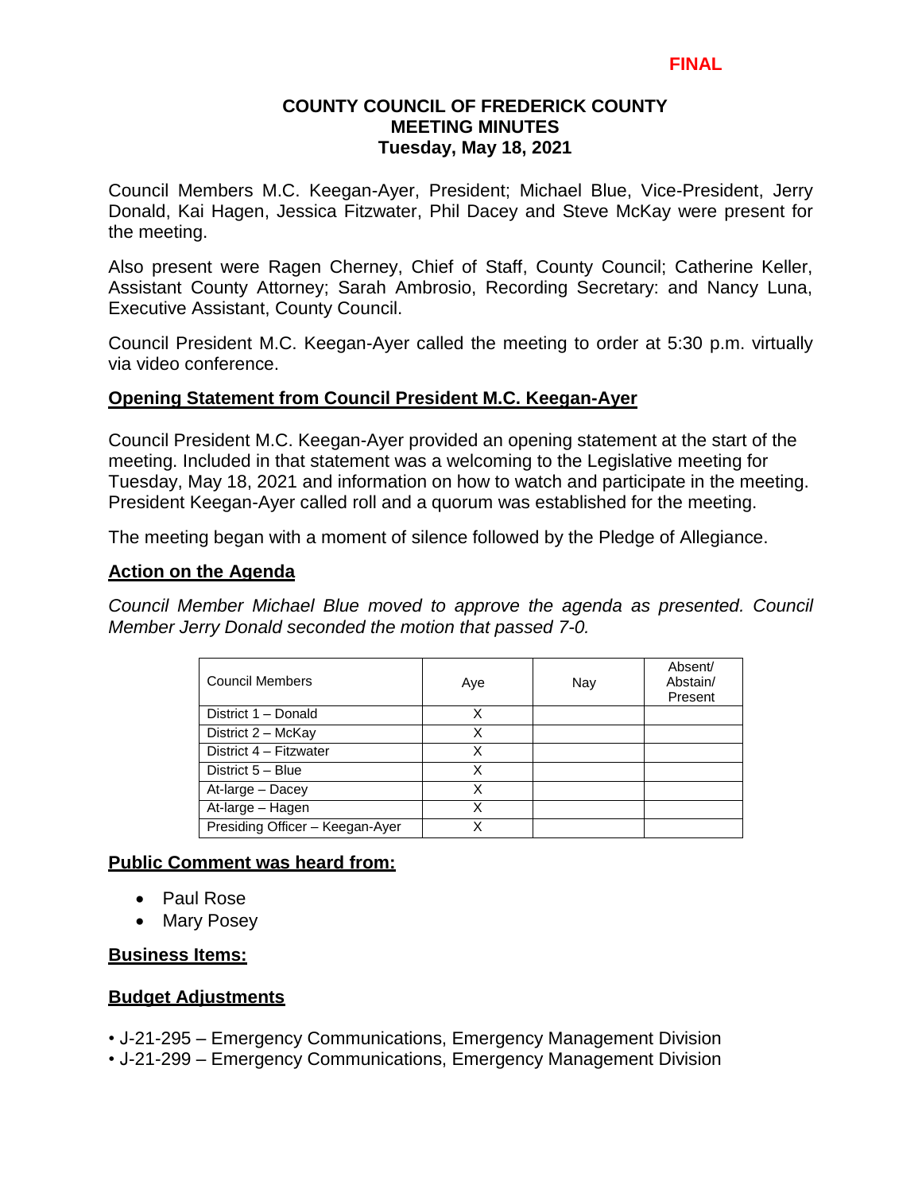**FINAL**

# COUNTY COUNCIL OF FREDERICK COUNTY
## MEETING MINUTES
### Tuesday, May 18, 2021

Council Members M.C. Keegan-Ayer, President; Michael Blue, Vice-President, Jerry Donald, Kai Hagen, Jessica Fitzwater, Phil Dacey and Steve McKay were present for the meeting.

Also present were Ragen Cherney, Chief of Staff, County Council; Catherine Keller, Assistant County Attorney; Sarah Ambrosio, Recording Secretary: and Nancy Luna, Executive Assistant, County Council.

Council President M.C. Keegan-Ayer called the meeting to order at 5:30 p.m. virtually via video conference.

**Opening Statement from Council President M.C. Keegan-Ayer**

Council President M.C. Keegan-Ayer provided an opening statement at the start of the meeting. Included in that statement was a welcoming to the Legislative meeting for Tuesday, May 18, 2021 and information on how to watch and participate in the meeting. President Keegan-Ayer called roll and a quorum was established for the meeting.

The meeting began with a moment of silence followed by the Pledge of Allegiance.

**Action on the Agenda**

*Council Member Michael Blue moved to approve the agenda as presented. Council Member Jerry Donald seconded the motion that passed 7-0.*

| Council Members | Aye | Nay | Absent/ Abstain/ Present |
|---|---|---|---|
| District 1 – Donald | X | | |
| District 2 – McKay | X | | |
| District 4 – Fitzwater | X | | |
| District 5 – Blue | X | | |
| At-large – Dacey | X | | |
| At-large – Hagen | X | | |
| Presiding Officer – Keegan-Ayer | X | | |

**Public Comment was heard from:**

- Paul Rose
- Mary Posey

**Business Items:**

**Budget Adjustments**

- J-21-295 – Emergency Communications, Emergency Management Division
- J-21-299 – Emergency Communications, Emergency Management Division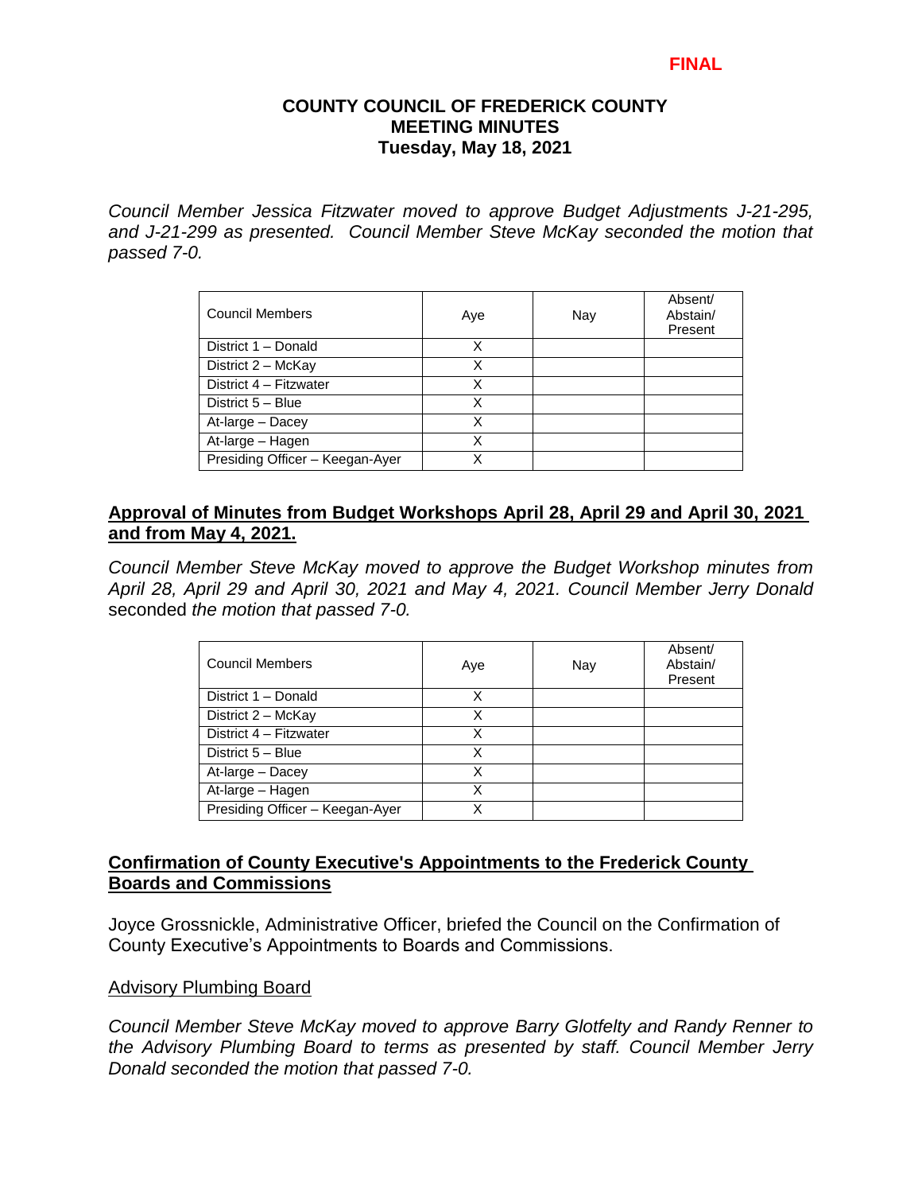**FINAL**

**COUNTY COUNCIL OF FREDERICK COUNTY**
**MEETING MINUTES**
**Tuesday, May 18, 2021**

*Council Member Jessica Fitzwater moved to approve Budget Adjustments J-21-295, and J-21-299 as presented. Council Member Steve McKay seconded the motion that passed 7-0.*

| Council Members | Aye | Nay | Absent/ Abstain/ Present |
|---|---|---|---|
| District 1 – Donald | X | | |
| District 2 – McKay | X | | |
| District 4 – Fitzwater | X | | |
| District 5 – Blue | X | | |
| At-large – Dacey | X | | |
| At-large – Hagen | X | | |
| Presiding Officer – Keegan-Ayer | X | | |

## Approval of Minutes from Budget Workshops April 28, April 29 and April 30, 2021 and from May 4, 2021.

*Council Member Steve McKay moved to approve the Budget Workshop minutes from April 28, April 29 and April 30, 2021 and May 4, 2021. Council Member Jerry Donald* seconded *the motion that passed 7-0.*

| Council Members | Aye | Nay | Absent/ Abstain/ Present |
|---|---|---|---|
| District 1 – Donald | X | | |
| District 2 – McKay | X | | |
| District 4 – Fitzwater | X | | |
| District 5 – Blue | X | | |
| At-large – Dacey | X | | |
| At-large – Hagen | X | | |
| Presiding Officer – Keegan-Ayer | X | | |

## Confirmation of County Executive's Appointments to the Frederick County Boards and Commissions

Joyce Grossnickle, Administrative Officer, briefed the Council on the Confirmation of County Executive's Appointments to Boards and Commissions.

### Advisory Plumbing Board

*Council Member Steve McKay moved to approve Barry Glotfelty and Randy Renner to the Advisory Plumbing Board to terms as presented by staff. Council Member Jerry Donald seconded the motion that passed 7-0.*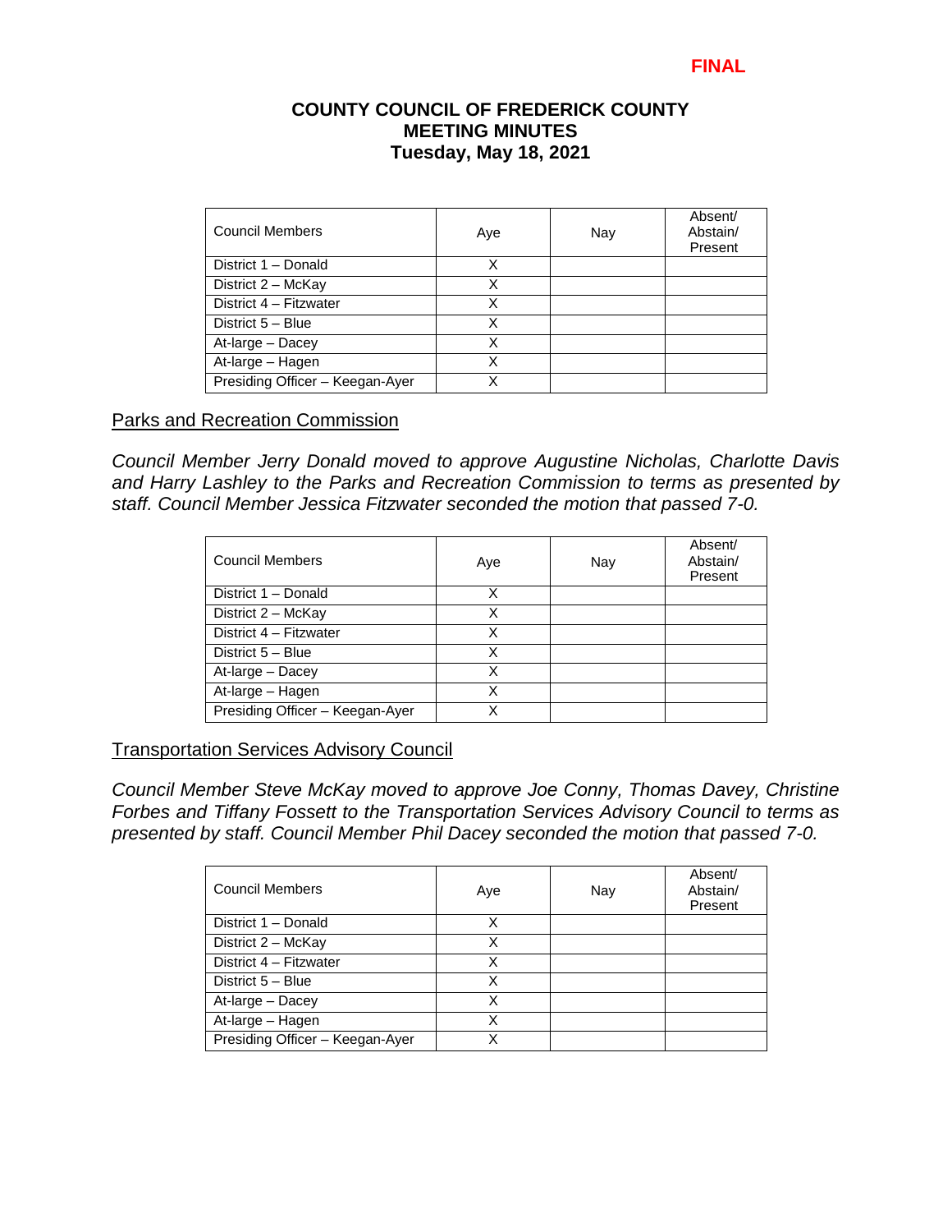**FINAL**

**COUNTY COUNCIL OF FREDERICK COUNTY**
**MEETING MINUTES**
**Tuesday, May 18, 2021**

| Council Members | Aye | Nay | Absent/ Abstain/ Present |
|---|---|---|---|
| District 1 – Donald | X | | |
| District 2 – McKay | X | | |
| District 4 – Fitzwater | X | | |
| District 5 – Blue | X | | |
| At-large – Dacey | X | | |
| At-large – Hagen | X | | |
| Presiding Officer – Keegan-Ayer | X | | |

## Parks and Recreation Commission

*Council Member Jerry Donald moved to approve Augustine Nicholas, Charlotte Davis and Harry Lashley to the Parks and Recreation Commission to terms as presented by staff. Council Member Jessica Fitzwater seconded the motion that passed 7-0.*

| Council Members | Aye | Nay | Absent/ Abstain/ Present |
|---|---|---|---|
| District 1 – Donald | X | | |
| District 2 – McKay | X | | |
| District 4 – Fitzwater | X | | |
| District 5 – Blue | X | | |
| At-large – Dacey | X | | |
| At-large – Hagen | X | | |
| Presiding Officer – Keegan-Ayer | X | | |

## Transportation Services Advisory Council

*Council Member Steve McKay moved to approve Joe Conny, Thomas Davey, Christine Forbes and Tiffany Fossett to the Transportation Services Advisory Council to terms as presented by staff. Council Member Phil Dacey seconded the motion that passed 7-0.*

| Council Members | Aye | Nay | Absent/ Abstain/ Present |
|---|---|---|---|
| District 1 – Donald | X | | |
| District 2 – McKay | X | | |
| District 4 – Fitzwater | X | | |
| District 5 – Blue | X | | |
| At-large – Dacey | X | | |
| At-large – Hagen | X | | |
| Presiding Officer – Keegan-Ayer | X | | |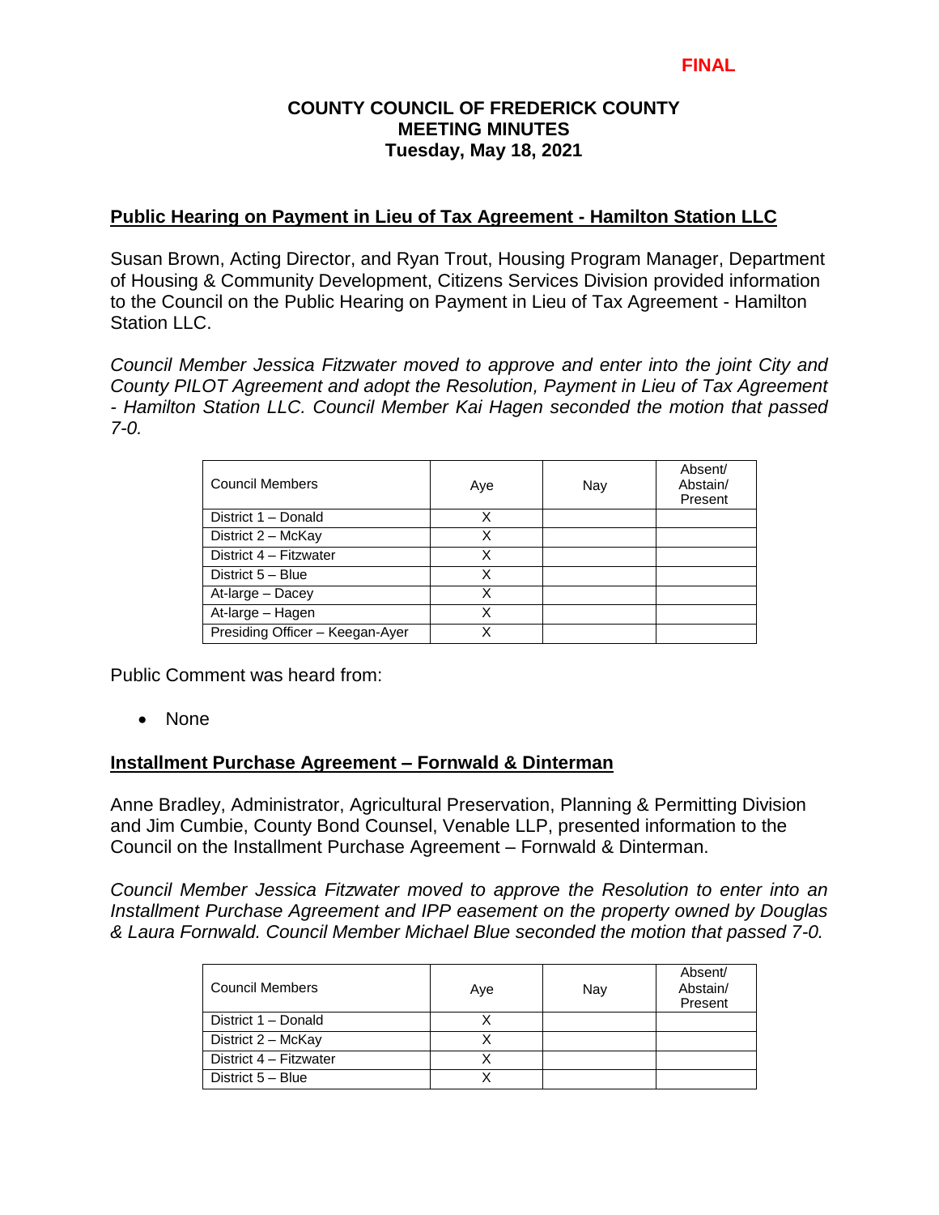**FINAL**

**COUNTY COUNCIL OF FREDERICK COUNTY**
**MEETING MINUTES**
**Tuesday, May 18, 2021**

## Public Hearing on Payment in Lieu of Tax Agreement - Hamilton Station LLC

Susan Brown, Acting Director, and Ryan Trout, Housing Program Manager, Department of Housing & Community Development, Citizens Services Division provided information to the Council on the Public Hearing on Payment in Lieu of Tax Agreement - Hamilton Station LLC.

*Council Member Jessica Fitzwater moved to approve and enter into the joint City and County PILOT Agreement and adopt the Resolution, Payment in Lieu of Tax Agreement - Hamilton Station LLC. Council Member Kai Hagen seconded the motion that passed 7-0.*

| Council Members | Aye | Nay | Absent/ Abstain/ Present |
|---|---|---|---|
| District 1 – Donald | X | | |
| District 2 – McKay | X | | |
| District 4 – Fitzwater | X | | |
| District 5 – Blue | X | | |
| At-large – Dacey | X | | |
| At-large – Hagen | X | | |
| Presiding Officer – Keegan-Ayer | X | | |

Public Comment was heard from:

- None

## Installment Purchase Agreement – Fornwald & Dinterman

Anne Bradley, Administrator, Agricultural Preservation, Planning & Permitting Division and Jim Cumbie, County Bond Counsel, Venable LLP, presented information to the Council on the Installment Purchase Agreement – Fornwald & Dinterman.

*Council Member Jessica Fitzwater moved to approve the Resolution to enter into an Installment Purchase Agreement and IPP easement on the property owned by Douglas & Laura Fornwald. Council Member Michael Blue seconded the motion that passed 7-0.*

| Council Members | Aye | Nay | Absent/ Abstain/ Present |
|---|---|---|---|
| District 1 – Donald | X | | |
| District 2 – McKay | X | | |
| District 4 – Fitzwater | X | | |
| District 5 – Blue | X | | |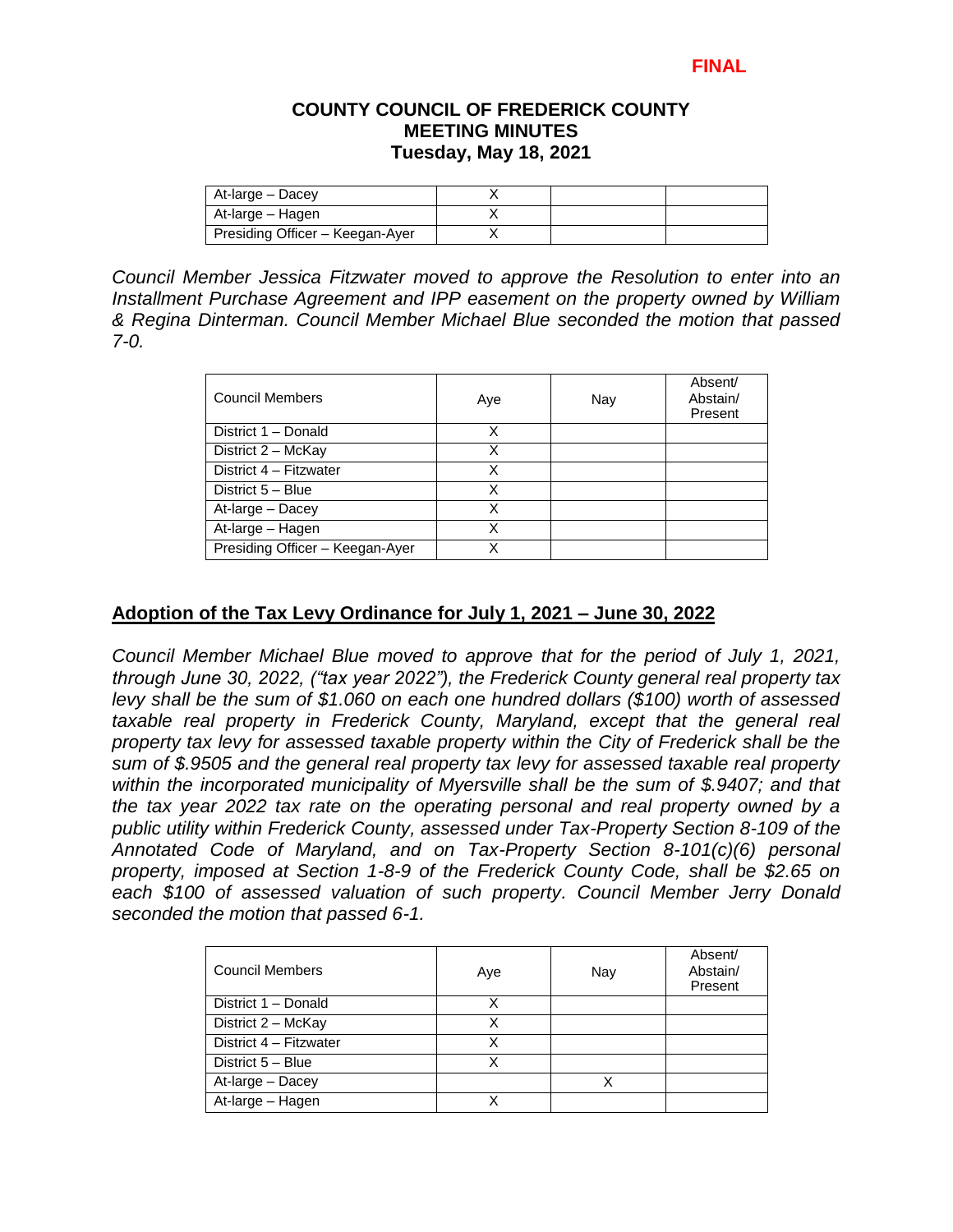**FINAL**

**COUNTY COUNCIL OF FREDERICK COUNTY**
**MEETING MINUTES**
**Tuesday, May 18, 2021**

| | | | |
|---|---|---|---|
| At-large – Dacey | X | | |
| At-large – Hagen | X | | |
| Presiding Officer – Keegan-Ayer | X | | |

*Council Member Jessica Fitzwater moved to approve the Resolution to enter into an Installment Purchase Agreement and IPP easement on the property owned by William & Regina Dinterman. Council Member Michael Blue seconded the motion that passed 7-0.*

| Council Members | Aye | Nay | Absent/ Abstain/ Present |
|---|---|---|---|
| District 1 – Donald | X | | |
| District 2 – McKay | X | | |
| District 4 – Fitzwater | X | | |
| District 5 – Blue | X | | |
| At-large – Dacey | X | | |
| At-large – Hagen | X | | |
| Presiding Officer – Keegan-Ayer | X | | |

## Adoption of the Tax Levy Ordinance for July 1, 2021 – June 30, 2022

*Council Member Michael Blue moved to approve that for the period of July 1, 2021, through June 30, 2022, ("tax year 2022"), the Frederick County general real property tax levy shall be the sum of $1.060 on each one hundred dollars ($100) worth of assessed taxable real property in Frederick County, Maryland, except that the general real property tax levy for assessed taxable property within the City of Frederick shall be the sum of $.9505 and the general real property tax levy for assessed taxable real property within the incorporated municipality of Myersville shall be the sum of $.9407; and that the tax year 2022 tax rate on the operating personal and real property owned by a public utility within Frederick County, assessed under Tax-Property Section 8-109 of the Annotated Code of Maryland, and on Tax-Property Section 8-101(c)(6) personal property, imposed at Section 1-8-9 of the Frederick County Code, shall be $2.65 on each $100 of assessed valuation of such property. Council Member Jerry Donald seconded the motion that passed 6-1.*

| Council Members | Aye | Nay | Absent/ Abstain/ Present |
|---|---|---|---|
| District 1 – Donald | X | | |
| District 2 – McKay | X | | |
| District 4 – Fitzwater | X | | |
| District 5 – Blue | X | | |
| At-large – Dacey | | X | |
| At-large – Hagen | X | | |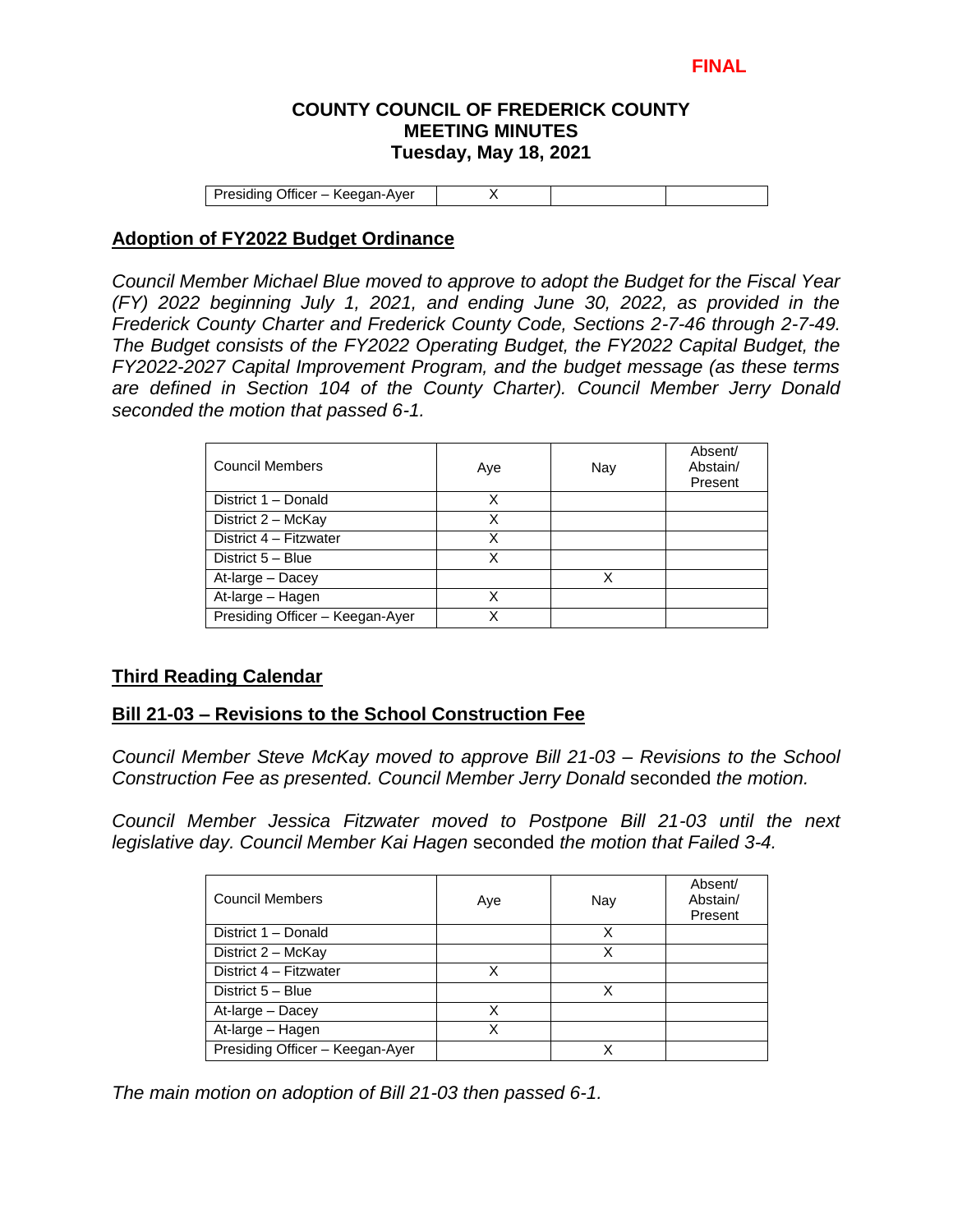**FINAL**

**COUNTY COUNCIL OF FREDERICK COUNTY**
**MEETING MINUTES**
**Tuesday, May 18, 2021**

| Presiding Officer – Keegan-Ayer | X | | |
|---|---|---|---|

## Adoption of FY2022 Budget Ordinance

*Council Member Michael Blue moved to approve to adopt the Budget for the Fiscal Year (FY) 2022 beginning July 1, 2021, and ending June 30, 2022, as provided in the Frederick County Charter and Frederick County Code, Sections 2-7-46 through 2-7-49. The Budget consists of the FY2022 Operating Budget, the FY2022 Capital Budget, the FY2022-2027 Capital Improvement Program, and the budget message (as these terms are defined in Section 104 of the County Charter). Council Member Jerry Donald seconded the motion that passed 6-1.*

| Council Members | Aye | Nay | Absent/ Abstain/ Present |
|---|---|---|---|
| District 1 – Donald | X | | |
| District 2 – McKay | X | | |
| District 4 – Fitzwater | X | | |
| District 5 – Blue | X | | |
| At-large – Dacey | | X | |
| At-large – Hagen | X | | |
| Presiding Officer – Keegan-Ayer | X | | |

## Third Reading Calendar

## Bill 21-03 – Revisions to the School Construction Fee

*Council Member Steve McKay moved to approve Bill 21-03 – Revisions to the School Construction Fee as presented. Council Member Jerry Donald* seconded *the motion.*

*Council Member Jessica Fitzwater moved to Postpone Bill 21-03 until the next legislative day. Council Member Kai Hagen* seconded *the motion that Failed 3-4.*

| Council Members | Aye | Nay | Absent/ Abstain/ Present |
|---|---|---|---|
| District 1 – Donald | | X | |
| District 2 – McKay | | X | |
| District 4 – Fitzwater | X | | |
| District 5 – Blue | | X | |
| At-large – Dacey | X | | |
| At-large – Hagen | X | | |
| Presiding Officer – Keegan-Ayer | | X | |

*The main motion on adoption of Bill 21-03 then passed 6-1.*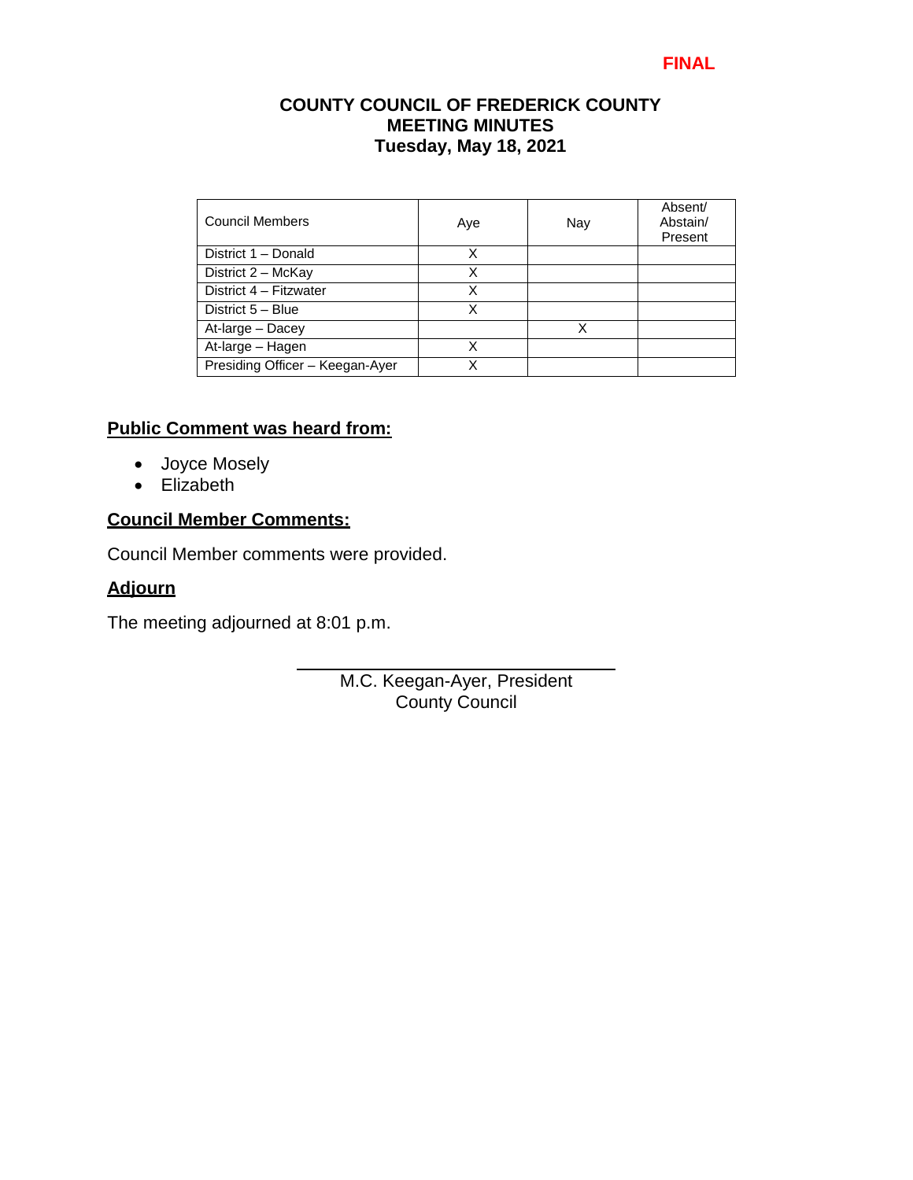**FINAL**

**COUNTY COUNCIL OF FREDERICK COUNTY**
**MEETING MINUTES**
**Tuesday, May 18, 2021**

| Council Members | Aye | Nay | Absent/ Abstain/ Present |
|---|---|---|---|
| District 1 – Donald | X | | |
| District 2 – McKay | X | | |
| District 4 – Fitzwater | X | | |
| District 5 – Blue | X | | |
| At-large – Dacey | | X | |
| At-large – Hagen | X | | |
| Presiding Officer – Keegan-Ayer | X | | |

## Public Comment was heard from:

- Joyce Mosely
- Elizabeth

## Council Member Comments:

Council Member comments were provided.

## Adjourn

The meeting adjourned at 8:01 p.m.

M.C. Keegan-Ayer, President
County Council